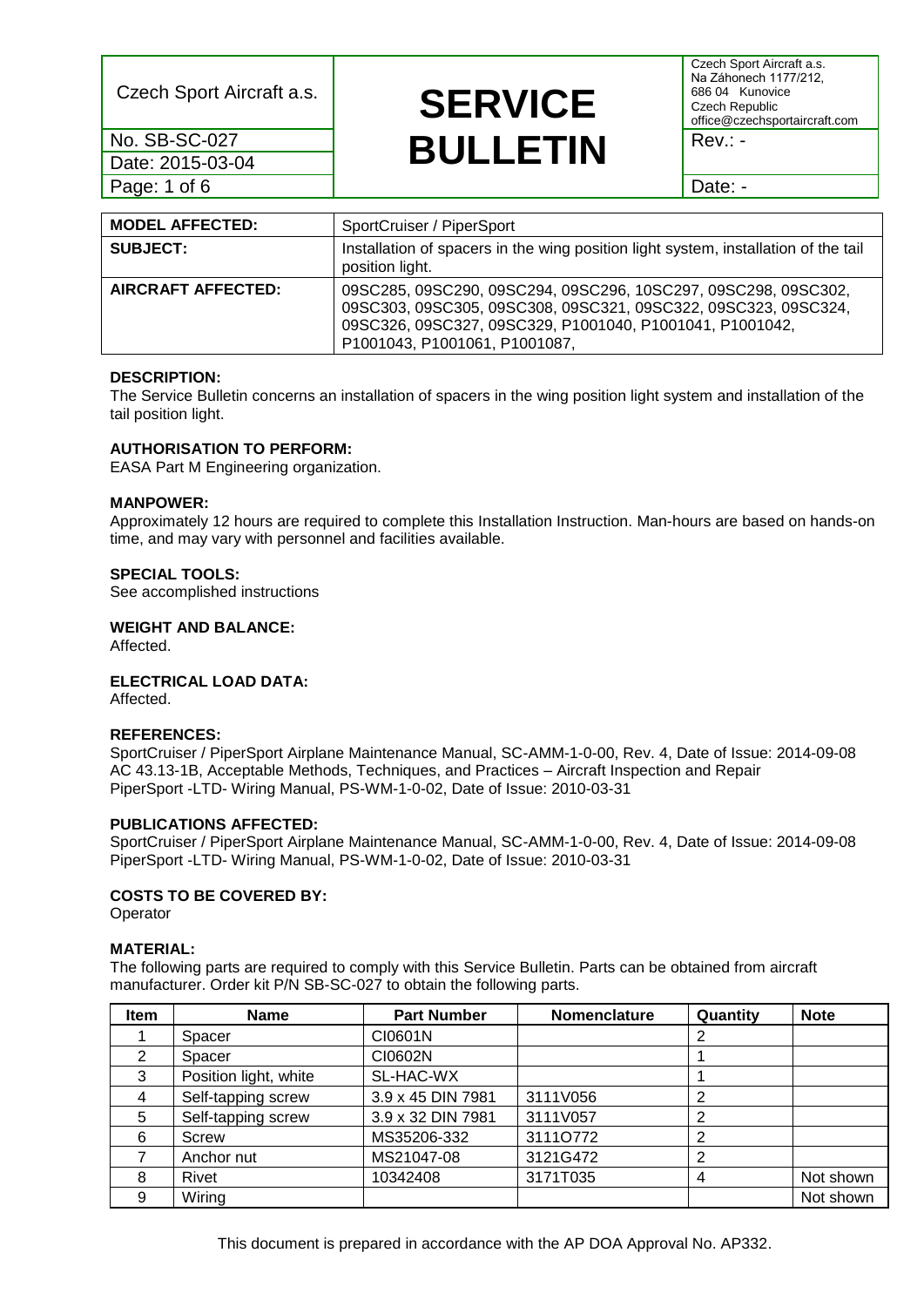| Czech Sport Aircraft a.s. | **SERVICE BULLETIN** | Czech Sport Aircraft a.s. Na Záhonech 1177/212, 686 04 Kunovice Czech Republic office@czechsportaircraft.com |
|---|---|---|
| No. SB-SC-027 | | Rev.: - |
| Date: 2015-03-04 | | |
| | | Date: - |

| **MODEL AFFECTED:** | SportCruiser / PiperSport |
|---|---|
| **SUBJECT:** | Installation of spacers in the wing position light system, installation of the tail position light. |
| **AIRCRAFT AFFECTED:** | 09SC285, 09SC290, 09SC294, 09SC296, 10SC297, 09SC298, 09SC302, 09SC303, 09SC305, 09SC308, 09SC321, 09SC322, 09SC323, 09SC324, 09SC326, 09SC327, 09SC329, P1001040, P1001041, P1001042, P1001043, P1001061, P1001087, |

**DESCRIPTION:**
The Service Bulletin concerns an installation of spacers in the wing position light system and installation of the tail position light.

**AUTHORISATION TO PERFORM:**
EASA Part M Engineering organization.

**MANPOWER:**
Approximately 12 hours are required to complete this Installation Instruction. Man-hours are based on hands-on time, and may vary with personnel and facilities available.

**SPECIAL TOOLS:**
See accomplished instructions

**WEIGHT AND BALANCE:**
Affected.

**ELECTRICAL LOAD DATA:**
Affected.

**REFERENCES:**
SportCruiser / PiperSport Airplane Maintenance Manual, SC-AMM-1-0-00, Rev. 4, Date of Issue: 2014-09-08
AC 43.13-1B, Acceptable Methods, Techniques, and Practices – Aircraft Inspection and Repair
PiperSport -LTD- Wiring Manual, PS-WM-1-0-02, Date of Issue: 2010-03-31

**PUBLICATIONS AFFECTED:**
SportCruiser / PiperSport Airplane Maintenance Manual, SC-AMM-1-0-00, Rev. 4, Date of Issue: 2014-09-08
PiperSport -LTD- Wiring Manual, PS-WM-1-0-02, Date of Issue: 2010-03-31

**COSTS TO BE COVERED BY:**
Operator

**MATERIAL:**
The following parts are required to comply with this Service Bulletin. Parts can be obtained from aircraft manufacturer. Order kit P/N SB-SC-027 to obtain the following parts.

| Item | Name | Part Number | Nomenclature | Quantity | Note |
|---|---|---|---|---|---|
| 1 | Spacer | CI0601N | | 2 | |
| 2 | Spacer | CI0602N | | 1 | |
| 3 | Position light, white | SL-HAC-WX | | 1 | |
| 4 | Self-tapping screw | 3.9 x 45 DIN 7981 | 3111V056 | 2 | |
| 5 | Self-tapping screw | 3.9 x 32 DIN 7981 | 3111V057 | 2 | |
| 6 | Screw | MS35206-332 | 3111O772 | 2 | |
| 7 | Anchor nut | MS21047-08 | 3121G472 | 2 | |
| 8 | Rivet | 10342408 | 3171T035 | 4 | Not shown |
| 9 | Wiring | | | | Not shown |

This document is prepared in accordance with the AP DOA Approval No. AP332.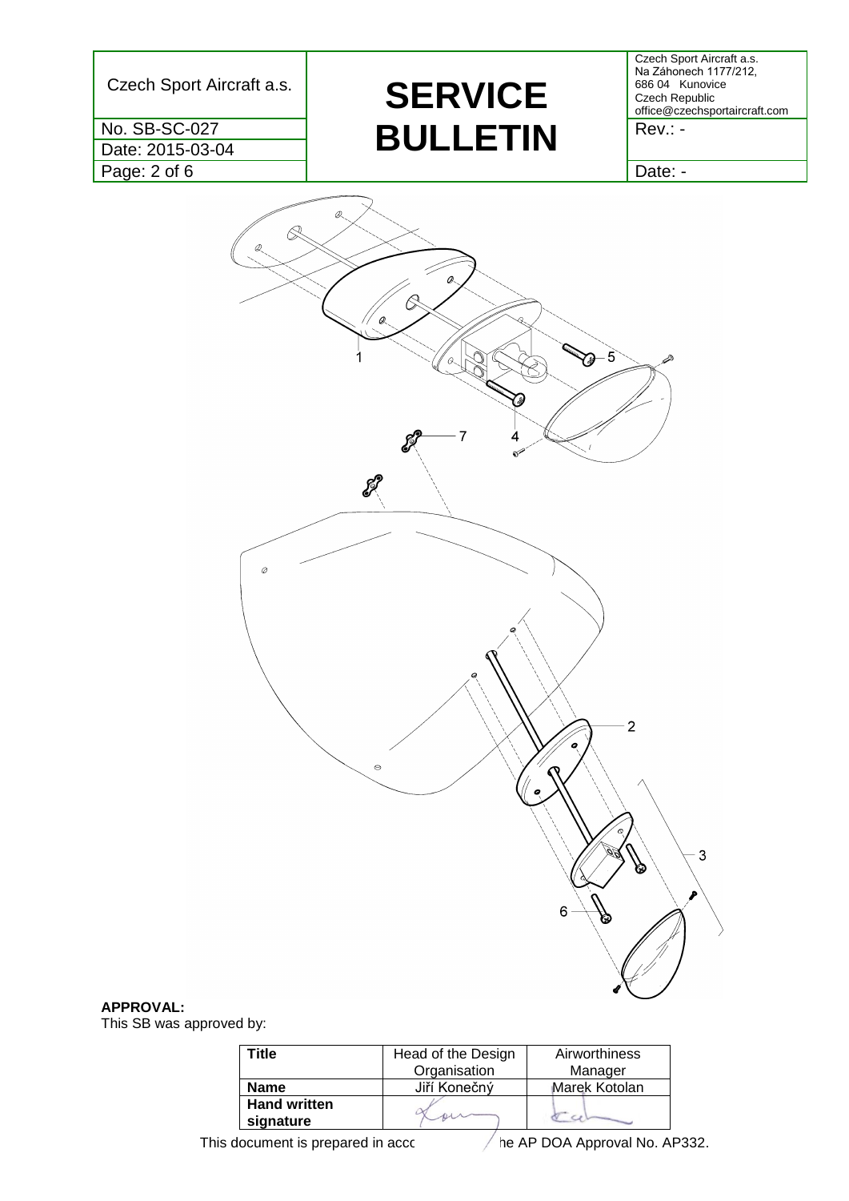**APPROVAL:**
This SB was approved by:

| Title | Head of the Design Organisation | Airworthiness Manager |
|---|---|---|
| Name | Jiří Konečný | Marek Kotolan |
| Hand written signature | | |

This document is prepared in acc… he AP DOA Approval No. AP332.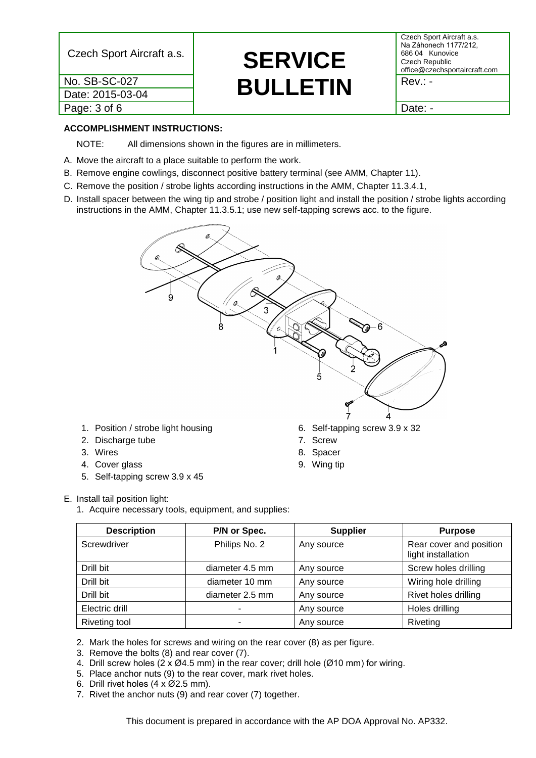**ACCOMPLISHMENT INSTRUCTIONS:**

NOTE: All dimensions shown in the figures are in millimeters.

A. Move the aircraft to a place suitable to perform the work.
B. Remove engine cowlings, disconnect positive battery terminal (see AMM, Chapter 11).
C. Remove the position / strobe lights according instructions in the AMM, Chapter 11.3.4.1,
D. Install spacer between the wing tip and strobe / position light and install the position / strobe lights according instructions in the AMM, Chapter 11.3.5.1; use new self-tapping screws acc. to the figure.

1. Position / strobe light housing
2. Discharge tube
3. Wires
4. Cover glass
5. Self-tapping screw 3.9 x 45
6. Self-tapping screw 3.9 x 32
7. Screw
8. Spacer
9. Wing tip

E. Install tail position light:
   1. Acquire necessary tools, equipment, and supplies:

| Description | P/N or Spec. | Supplier | Purpose |
|---|---|---|---|
| Screwdriver | Philips No. 2 | Any source | Rear cover and position light installation |
| Drill bit | diameter 4.5 mm | Any source | Screw holes drilling |
| Drill bit | diameter 10 mm | Any source | Wiring hole drilling |
| Drill bit | diameter 2.5 mm | Any source | Rivet holes drilling |
| Electric drill | - | Any source | Holes drilling |
| Riveting tool | - | Any source | Riveting |

   2. Mark the holes for screws and wiring on the rear cover (8) as per figure.
   3. Remove the bolts (8) and rear cover (7).
   4. Drill screw holes (2 x Ø4.5 mm) in the rear cover; drill hole (Ø10 mm) for wiring.
   5. Place anchor nuts (9) to the rear cover, mark rivet holes.
   6. Drill rivet holes (4 x Ø2.5 mm).
   7. Rivet the anchor nuts (9) and rear cover (7) together.

This document is prepared in accordance with the AP DOA Approval No. AP332.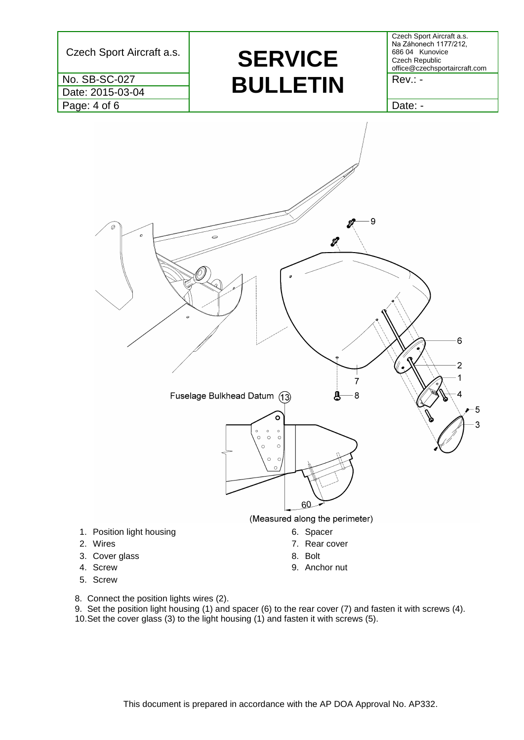Fuselage Bulkhead Datum (13)

60

(Measured along the perimeter)

1. Position light housing
2. Wires
3. Cover glass
4. Screw
5. Screw
6. Spacer
7. Rear cover
8. Bolt
9. Anchor nut

8. Connect the position lights wires (2).
9. Set the position light housing (1) and spacer (6) to the rear cover (7) and fasten it with screws (4).
10. Set the cover glass (3) to the light housing (1) and fasten it with screws (5).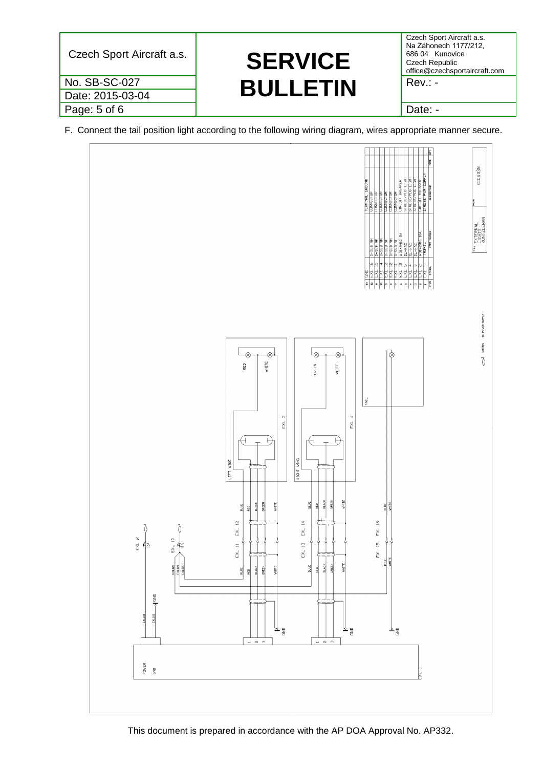F. Connect the tail position light according to the following wiring diagram, wires appropriate manner secure.

| ITEM | SYMBOL | PART NUMBER | DESCRIPTION | NOTE | QTY |
|---|---|---|---|---|---|
| 1 | EXL 1 | TR3-SL | STROBE PWR SUPPLY | | |
| 2 | EXL 2 | W31X2M1G 10A | CIRCUIT BREAKER | | |
| 3 | EXL 3 | SL-HAC | STROBE/POS LIGHT | | |
| 4 | EXL 4 | SL-HAC | STROBE/POS LIGHT | | |
| 5 | EXL 5 | SL-HAC | STROBE/POS LIGHT | | |
| 6 | EXL 10 | W31X2M1G 5A | CIRCUIT BREAKER | | |
| 7 | EXL 11 | D-SUB 9F | CONNECTOR | | |
| 8 | EXL 12 | D-SUB 9M | CONNECTOR | | |
| 9 | EXL 13 | D-SUB 9F | CONNECTOR | | |
| 10 | EXL 14 | D-SUB 9M | CONNECTOR | | |
| 11 | EXL 15 | D-SUB 9F | CONNECTOR | | |
| 12 | EXL 16 | D-SUB 9M | CONNECTOR | | |
| 13 | GND | | TERMINAL GROUND | | |

Title: EXTERNAL LIGHTS KUNTZLEMAN — Drawing No.: CID033N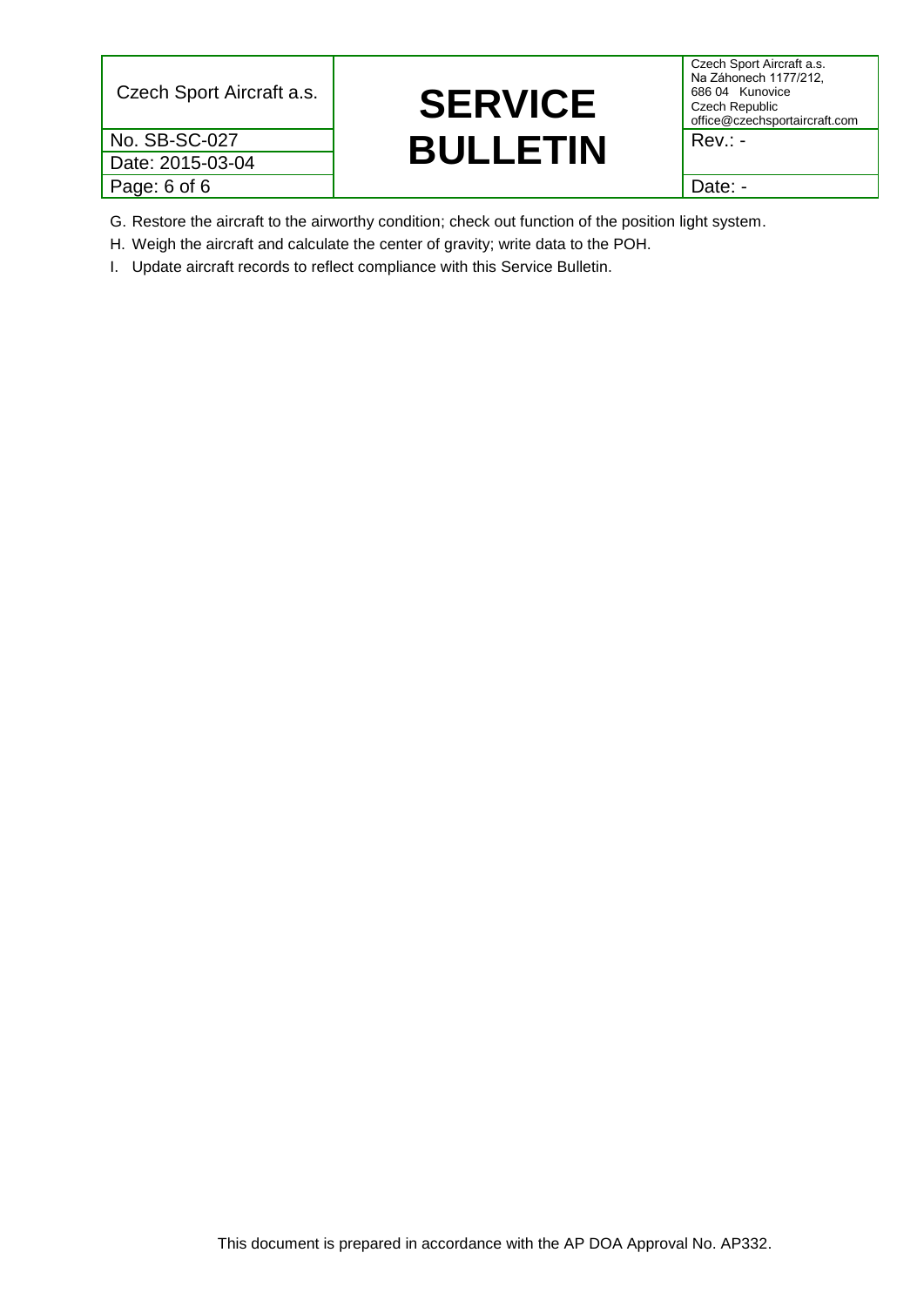G. Restore the aircraft to the airworthy condition; check out function of the position light system.

H. Weigh the aircraft and calculate the center of gravity; write data to the POH.

I. Update aircraft records to reflect compliance with this Service Bulletin.